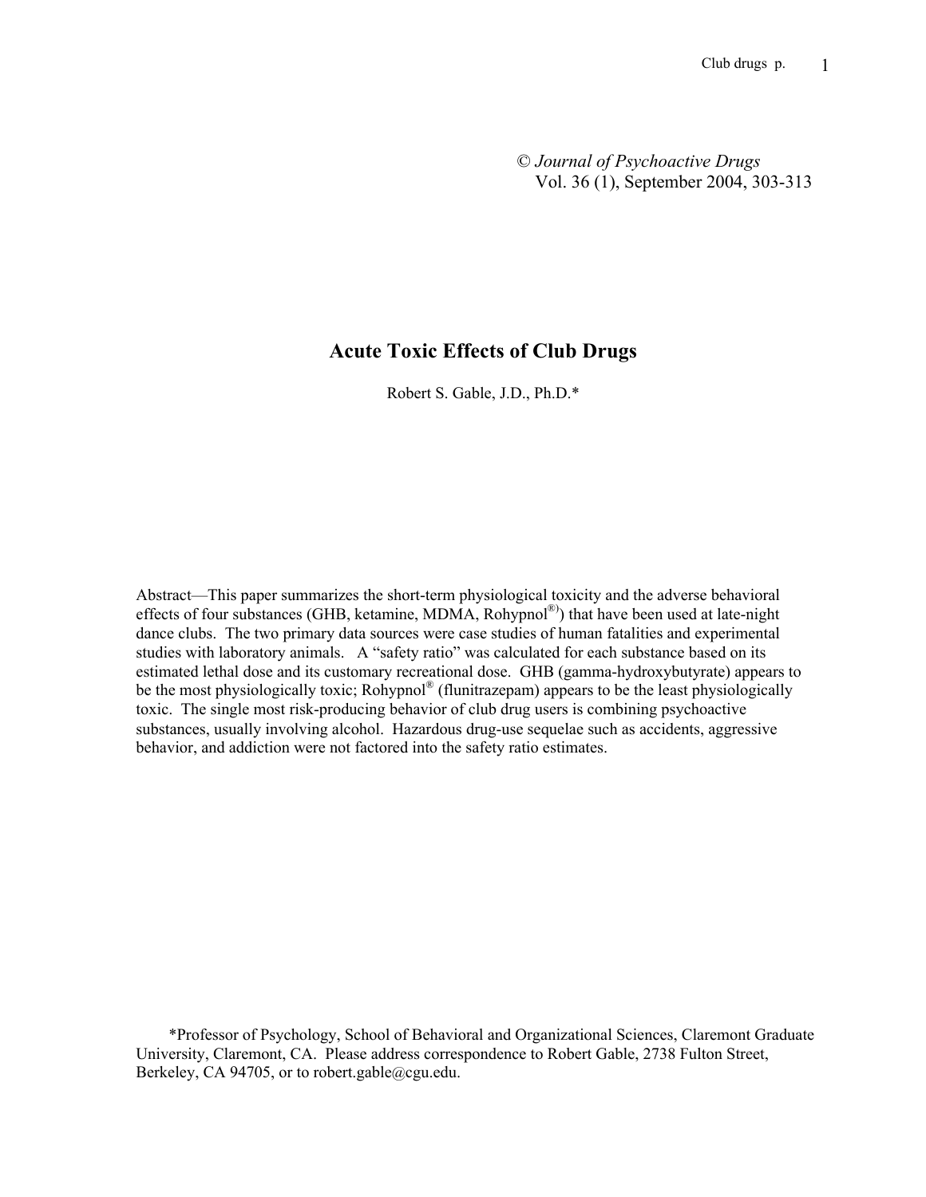© *Journal of Psychoactive Drugs*
Vol. 36 (1), September 2004, 303-313

# Acute Toxic Effects of Club Drugs

Robert S. Gable, J.D., Ph.D.*

Abstract—This paper summarizes the short-term physiological toxicity and the adverse behavioral effects of four substances (GHB, ketamine, MDMA, Rohypnol®) that have been used at late-night dance clubs. The two primary data sources were case studies of human fatalities and experimental studies with laboratory animals. A "safety ratio" was calculated for each substance based on its estimated lethal dose and its customary recreational dose. GHB (gamma-hydroxybutyrate) appears to be the most physiologically toxic; Rohypnol® (flunitrazepam) appears to be the least physiologically toxic. The single most risk-producing behavior of club drug users is combining psychoactive substances, usually involving alcohol. Hazardous drug-use sequelae such as accidents, aggressive behavior, and addiction were not factored into the safety ratio estimates.

*Professor of Psychology, School of Behavioral and Organizational Sciences, Claremont Graduate University, Claremont, CA. Please address correspondence to Robert Gable, 2738 Fulton Street, Berkeley, CA 94705, or to robert.gable@cgu.edu.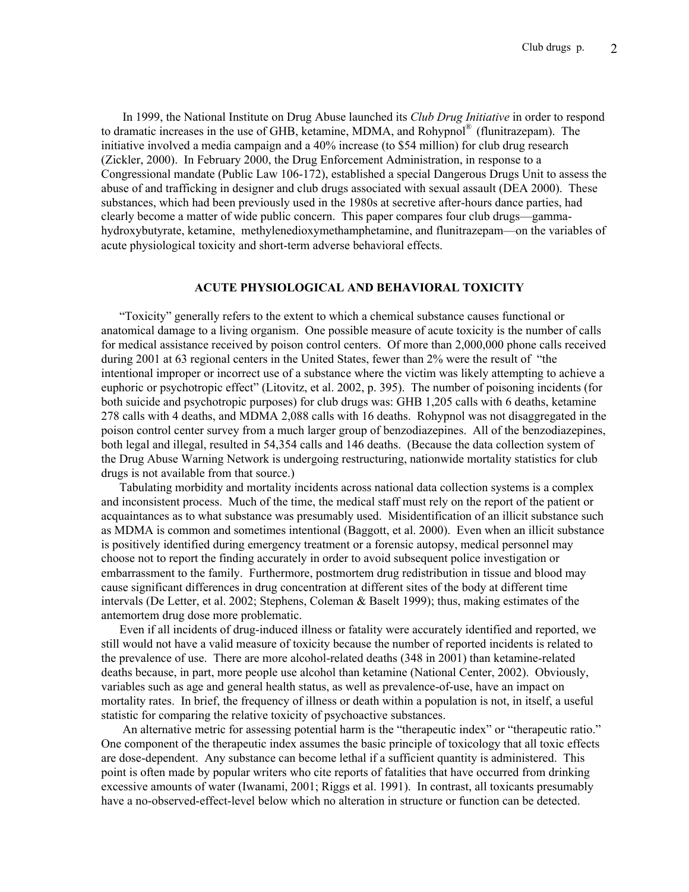In 1999, the National Institute on Drug Abuse launched its *Club Drug Initiative* in order to respond to dramatic increases in the use of GHB, ketamine, MDMA, and Rohypnol® (flunitrazepam). The initiative involved a media campaign and a 40% increase (to $54 million) for club drug research (Zickler, 2000). In February 2000, the Drug Enforcement Administration, in response to a Congressional mandate (Public Law 106-172), established a special Dangerous Drugs Unit to assess the abuse of and trafficking in designer and club drugs associated with sexual assault (DEA 2000). These substances, which had been previously used in the 1980s at secretive after-hours dance parties, had clearly become a matter of wide public concern. This paper compares four club drugs—gamma-hydroxybutyrate, ketamine, methylenedioxymethamphetamine, and flunitrazepam—on the variables of acute physiological toxicity and short-term adverse behavioral effects.

## ACUTE PHYSIOLOGICAL AND BEHAVIORAL TOXICITY

"Toxicity" generally refers to the extent to which a chemical substance causes functional or anatomical damage to a living organism. One possible measure of acute toxicity is the number of calls for medical assistance received by poison control centers. Of more than 2,000,000 phone calls received during 2001 at 63 regional centers in the United States, fewer than 2% were the result of "the intentional improper or incorrect use of a substance where the victim was likely attempting to achieve a euphoric or psychotropic effect" (Litovitz, et al. 2002, p. 395). The number of poisoning incidents (for both suicide and psychotropic purposes) for club drugs was: GHB 1,205 calls with 6 deaths, ketamine 278 calls with 4 deaths, and MDMA 2,088 calls with 16 deaths. Rohypnol was not disaggregated in the poison control center survey from a much larger group of benzodiazepines. All of the benzodiazepines, both legal and illegal, resulted in 54,354 calls and 146 deaths. (Because the data collection system of the Drug Abuse Warning Network is undergoing restructuring, nationwide mortality statistics for club drugs is not available from that source.)

Tabulating morbidity and mortality incidents across national data collection systems is a complex and inconsistent process. Much of the time, the medical staff must rely on the report of the patient or acquaintances as to what substance was presumably used. Misidentification of an illicit substance such as MDMA is common and sometimes intentional (Baggott, et al. 2000). Even when an illicit substance is positively identified during emergency treatment or a forensic autopsy, medical personnel may choose not to report the finding accurately in order to avoid subsequent police investigation or embarrassment to the family. Furthermore, postmortem drug redistribution in tissue and blood may cause significant differences in drug concentration at different sites of the body at different time intervals (De Letter, et al. 2002; Stephens, Coleman & Baselt 1999); thus, making estimates of the antemortem drug dose more problematic.

Even if all incidents of drug-induced illness or fatality were accurately identified and reported, we still would not have a valid measure of toxicity because the number of reported incidents is related to the prevalence of use. There are more alcohol-related deaths (348 in 2001) than ketamine-related deaths because, in part, more people use alcohol than ketamine (National Center, 2002). Obviously, variables such as age and general health status, as well as prevalence-of-use, have an impact on mortality rates. In brief, the frequency of illness or death within a population is not, in itself, a useful statistic for comparing the relative toxicity of psychoactive substances.

An alternative metric for assessing potential harm is the "therapeutic index" or "therapeutic ratio." One component of the therapeutic index assumes the basic principle of toxicology that all toxic effects are dose-dependent. Any substance can become lethal if a sufficient quantity is administered. This point is often made by popular writers who cite reports of fatalities that have occurred from drinking excessive amounts of water (Iwanami, 2001; Riggs et al. 1991). In contrast, all toxicants presumably have a no-observed-effect-level below which no alteration in structure or function can be detected.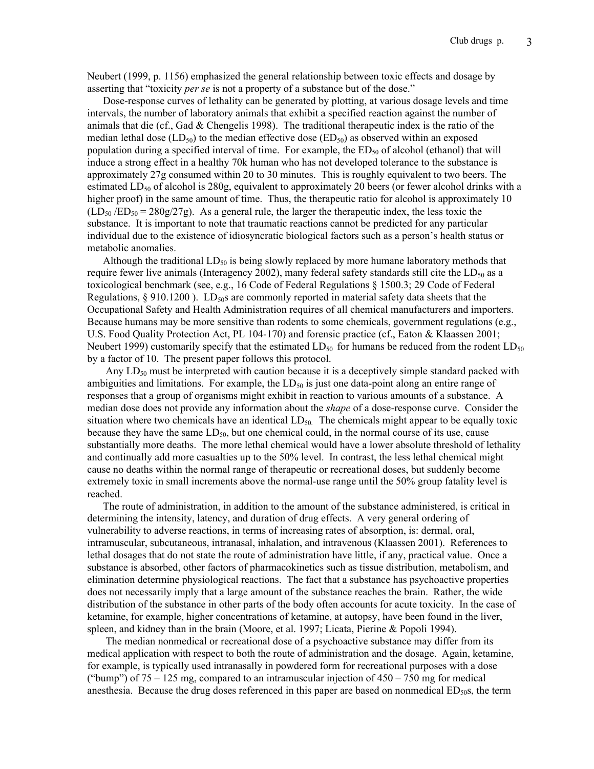Neubert (1999, p. 1156) emphasized the general relationship between toxic effects and dosage by asserting that "toxicity *per se* is not a property of a substance but of the dose."

Dose-response curves of lethality can be generated by plotting, at various dosage levels and time intervals, the number of laboratory animals that exhibit a specified reaction against the number of animals that die (cf., Gad & Chengelis 1998). The traditional therapeutic index is the ratio of the median lethal dose ($LD_{50}$) to the median effective dose ($ED_{50}$) as observed within an exposed population during a specified interval of time. For example, the $ED_{50}$ of alcohol (ethanol) that will induce a strong effect in a healthy 70k human who has not developed tolerance to the substance is approximately 27g consumed within 20 to 30 minutes. This is roughly equivalent to two beers. The estimated $LD_{50}$ of alcohol is 280g, equivalent to approximately 20 beers (or fewer alcohol drinks with a higher proof) in the same amount of time. Thus, the therapeutic ratio for alcohol is approximately 10 ($LD_{50} / ED_{50} = 280g/27g$). As a general rule, the larger the therapeutic index, the less toxic the substance. It is important to note that traumatic reactions cannot be predicted for any particular individual due to the existence of idiosyncratic biological factors such as a person's health status or metabolic anomalies.

Although the traditional $LD_{50}$ is being slowly replaced by more humane laboratory methods that require fewer live animals (Interagency 2002), many federal safety standards still cite the $LD_{50}$ as a toxicological benchmark (see, e.g., 16 Code of Federal Regulations § 1500.3; 29 Code of Federal Regulations, § 910.1200 ). $LD_{50}$s are commonly reported in material safety data sheets that the Occupational Safety and Health Administration requires of all chemical manufacturers and importers. Because humans may be more sensitive than rodents to some chemicals, government regulations (e.g., U.S. Food Quality Protection Act, PL 104-170) and forensic practice (cf., Eaton & Klaassen 2001; Neubert 1999) customarily specify that the estimated $LD_{50}$ for humans be reduced from the rodent $LD_{50}$ by a factor of 10. The present paper follows this protocol.

Any $LD_{50}$ must be interpreted with caution because it is a deceptively simple standard packed with ambiguities and limitations. For example, the $LD_{50}$ is just one data-point along an entire range of responses that a group of organisms might exhibit in reaction to various amounts of a substance. A median dose does not provide any information about the *shape* of a dose-response curve. Consider the situation where two chemicals have an identical $LD_{50}$. The chemicals might appear to be equally toxic because they have the same $LD_{50}$, but one chemical could, in the normal course of its use, cause substantially more deaths. The more lethal chemical would have a lower absolute threshold of lethality and continually add more casualties up to the 50% level. In contrast, the less lethal chemical might cause no deaths within the normal range of therapeutic or recreational doses, but suddenly become extremely toxic in small increments above the normal-use range until the 50% group fatality level is reached.

The route of administration, in addition to the amount of the substance administered, is critical in determining the intensity, latency, and duration of drug effects. A very general ordering of vulnerability to adverse reactions, in terms of increasing rates of absorption, is: dermal, oral, intramuscular, subcutaneous, intranasal, inhalation, and intravenous (Klaassen 2001). References to lethal dosages that do not state the route of administration have little, if any, practical value. Once a substance is absorbed, other factors of pharmacokinetics such as tissue distribution, metabolism, and elimination determine physiological reactions. The fact that a substance has psychoactive properties does not necessarily imply that a large amount of the substance reaches the brain. Rather, the wide distribution of the substance in other parts of the body often accounts for acute toxicity. In the case of ketamine, for example, higher concentrations of ketamine, at autopsy, have been found in the liver, spleen, and kidney than in the brain (Moore, et al. 1997; Licata, Pierine & Popoli 1994).

The median nonmedical or recreational dose of a psychoactive substance may differ from its medical application with respect to both the route of administration and the dosage. Again, ketamine, for example, is typically used intranasally in powdered form for recreational purposes with a dose ("bump") of 75 – 125 mg, compared to an intramuscular injection of 450 – 750 mg for medical anesthesia. Because the drug doses referenced in this paper are based on nonmedical $ED_{50}$s, the term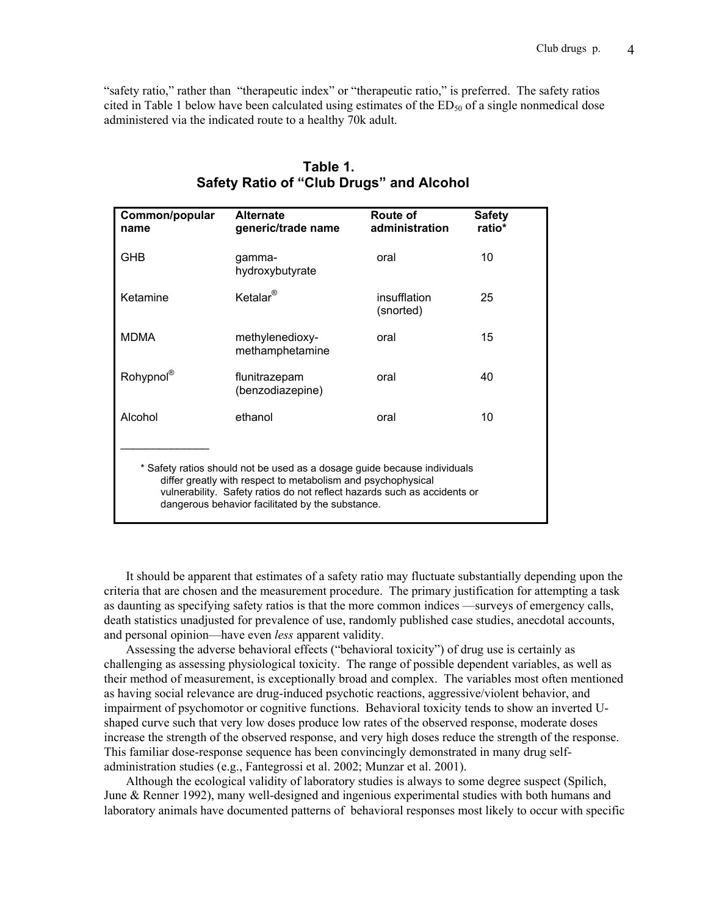"safety ratio," rather than "therapeutic index" or "therapeutic ratio," is preferred. The safety ratios cited in Table 1 below have been calculated using estimates of the $ED_{50}$ of a single nonmedical dose administered via the indicated route to a healthy 70k adult.

**Table 1.**
**Safety Ratio of "Club Drugs" and Alcohol**

| Common/popular name | Alternate generic/trade name | Route of administration | Safety ratio* |
|---|---|---|---|
| GHB | gamma-hydroxybutyrate | oral | 10 |
| Ketamine | Ketalar® | insufflation (snorted) | 25 |
| MDMA | methylenedioxy-methamphetamine | oral | 15 |
| Rohypnol® | flunitrazepam (benzodiazepine) | oral | 40 |
| Alcohol | ethanol | oral | 10 |

\* Safety ratios should not be used as a dosage guide because individuals differ greatly with respect to metabolism and psychophysical vulnerability. Safety ratios do not reflect hazards such as accidents or dangerous behavior facilitated by the substance.

It should be apparent that estimates of a safety ratio may fluctuate substantially depending upon the criteria that are chosen and the measurement procedure. The primary justification for attempting a task as daunting as specifying safety ratios is that the more common indices —surveys of emergency calls, death statistics unadjusted for prevalence of use, randomly published case studies, anecdotal accounts, and personal opinion—have even *less* apparent validity.

Assessing the adverse behavioral effects ("behavioral toxicity") of drug use is certainly as challenging as assessing physiological toxicity. The range of possible dependent variables, as well as their method of measurement, is exceptionally broad and complex. The variables most often mentioned as having social relevance are drug-induced psychotic reactions, aggressive/violent behavior, and impairment of psychomotor or cognitive functions. Behavioral toxicity tends to show an inverted U-shaped curve such that very low doses produce low rates of the observed response, moderate doses increase the strength of the observed response, and very high doses reduce the strength of the response. This familiar dose-response sequence has been convincingly demonstrated in many drug self-administration studies (e.g., Fantegrossi et al. 2002; Munzar et al. 2001).

Although the ecological validity of laboratory studies is always to some degree suspect (Spilich, June & Renner 1992), many well-designed and ingenious experimental studies with both humans and laboratory animals have documented patterns of behavioral responses most likely to occur with specific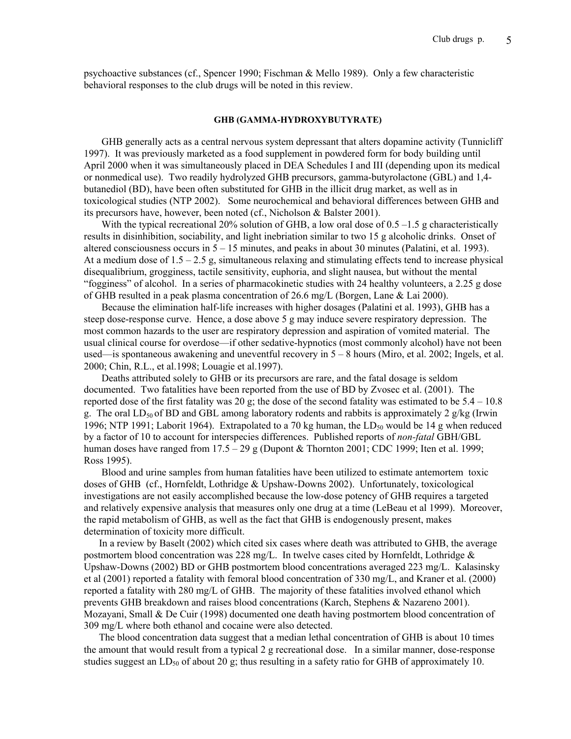psychoactive substances (cf., Spencer 1990; Fischman & Mello 1989). Only a few characteristic behavioral responses to the club drugs will be noted in this review.

## GHB (GAMMA-HYDROXYBUTYRATE)

GHB generally acts as a central nervous system depressant that alters dopamine activity (Tunnicliff 1997). It was previously marketed as a food supplement in powdered form for body building until April 2000 when it was simultaneously placed in DEA Schedules I and III (depending upon its medical or nonmedical use). Two readily hydrolyzed GHB precursors, gamma-butyrolactone (GBL) and 1,4-butanediol (BD), have been often substituted for GHB in the illicit drug market, as well as in toxicological studies (NTP 2002). Some neurochemical and behavioral differences between GHB and its precursors have, however, been noted (cf., Nicholson & Balster 2001).

With the typical recreational 20% solution of GHB, a low oral dose of 0.5 –1.5 g characteristically results in disinhibition, sociability, and light inebriation similar to two 15 g alcoholic drinks. Onset of altered consciousness occurs in 5 – 15 minutes, and peaks in about 30 minutes (Palatini, et al. 1993). At a medium dose of 1.5 – 2.5 g, simultaneous relaxing and stimulating effects tend to increase physical disequalibrium, grogginess, tactile sensitivity, euphoria, and slight nausea, but without the mental "fogginess" of alcohol. In a series of pharmacokinetic studies with 24 healthy volunteers, a 2.25 g dose of GHB resulted in a peak plasma concentration of 26.6 mg/L (Borgen, Lane & Lai 2000).

Because the elimination half-life increases with higher dosages (Palatini et al. 1993), GHB has a steep dose-response curve. Hence, a dose above 5 g may induce severe respiratory depression. The most common hazards to the user are respiratory depression and aspiration of vomited material. The usual clinical course for overdose—if other sedative-hypnotics (most commonly alcohol) have not been used—is spontaneous awakening and uneventful recovery in 5 – 8 hours (Miro, et al. 2002; Ingels, et al. 2000; Chin, R.L., et al.1998; Louagie et al.1997).

Deaths attributed solely to GHB or its precursors are rare, and the fatal dosage is seldom documented. Two fatalities have been reported from the use of BD by Zvosec et al. (2001). The reported dose of the first fatality was 20 g; the dose of the second fatality was estimated to be 5.4 – 10.8 g. The oral $LD_{50}$ of BD and GBL among laboratory rodents and rabbits is approximately 2 g/kg (Irwin 1996; NTP 1991; Laborit 1964). Extrapolated to a 70 kg human, the $LD_{50}$ would be 14 g when reduced by a factor of 10 to account for interspecies differences. Published reports of *non-fatal* GBH/GBL human doses have ranged from 17.5 – 29 g (Dupont & Thornton 2001; CDC 1999; Iten et al. 1999; Ross 1995).

Blood and urine samples from human fatalities have been utilized to estimate antemortem toxic doses of GHB (cf., Hornfeldt, Lothridge & Upshaw-Downs 2002). Unfortunately, toxicological investigations are not easily accomplished because the low-dose potency of GHB requires a targeted and relatively expensive analysis that measures only one drug at a time (LeBeau et al 1999). Moreover, the rapid metabolism of GHB, as well as the fact that GHB is endogenously present, makes determination of toxicity more difficult.

In a review by Baselt (2002) which cited six cases where death was attributed to GHB, the average postmortem blood concentration was 228 mg/L. In twelve cases cited by Hornfeldt, Lothridge & Upshaw-Downs (2002) BD or GHB postmortem blood concentrations averaged 223 mg/L. Kalasinsky et al (2001) reported a fatality with femoral blood concentration of 330 mg/L, and Kraner et al. (2000) reported a fatality with 280 mg/L of GHB. The majority of these fatalities involved ethanol which prevents GHB breakdown and raises blood concentrations (Karch, Stephens & Nazareno 2001). Mozayani, Small & De Cuir (1998) documented one death having postmortem blood concentration of 309 mg/L where both ethanol and cocaine were also detected.

The blood concentration data suggest that a median lethal concentration of GHB is about 10 times the amount that would result from a typical 2 g recreational dose. In a similar manner, dose-response studies suggest an $LD_{50}$ of about 20 g; thus resulting in a safety ratio for GHB of approximately 10.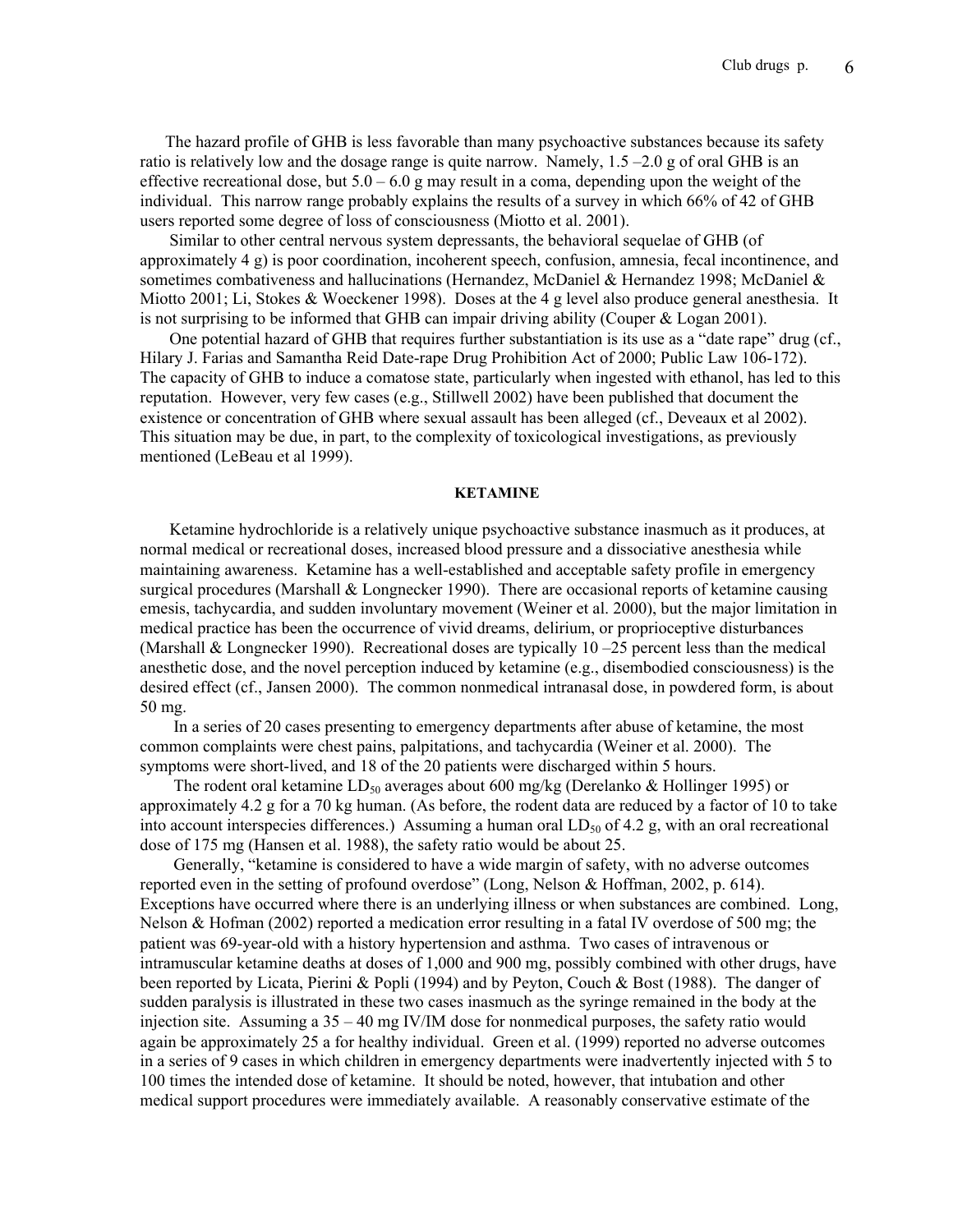The hazard profile of GHB is less favorable than many psychoactive substances because its safety ratio is relatively low and the dosage range is quite narrow. Namely, 1.5 –2.0 g of oral GHB is an effective recreational dose, but 5.0 – 6.0 g may result in a coma, depending upon the weight of the individual. This narrow range probably explains the results of a survey in which 66% of 42 of GHB users reported some degree of loss of consciousness (Miotto et al. 2001).

Similar to other central nervous system depressants, the behavioral sequelae of GHB (of approximately 4 g) is poor coordination, incoherent speech, confusion, amnesia, fecal incontinence, and sometimes combativeness and hallucinations (Hernandez, McDaniel & Hernandez 1998; McDaniel & Miotto 2001; Li, Stokes & Woeckener 1998). Doses at the 4 g level also produce general anesthesia. It is not surprising to be informed that GHB can impair driving ability (Couper & Logan 2001).

One potential hazard of GHB that requires further substantiation is its use as a "date rape" drug (cf., Hilary J. Farias and Samantha Reid Date-rape Drug Prohibition Act of 2000; Public Law 106-172). The capacity of GHB to induce a comatose state, particularly when ingested with ethanol, has led to this reputation. However, very few cases (e.g., Stillwell 2002) have been published that document the existence or concentration of GHB where sexual assault has been alleged (cf., Deveaux et al 2002). This situation may be due, in part, to the complexity of toxicological investigations, as previously mentioned (LeBeau et al 1999).

## KETAMINE

Ketamine hydrochloride is a relatively unique psychoactive substance inasmuch as it produces, at normal medical or recreational doses, increased blood pressure and a dissociative anesthesia while maintaining awareness. Ketamine has a well-established and acceptable safety profile in emergency surgical procedures (Marshall & Longnecker 1990). There are occasional reports of ketamine causing emesis, tachycardia, and sudden involuntary movement (Weiner et al. 2000), but the major limitation in medical practice has been the occurrence of vivid dreams, delirium, or proprioceptive disturbances (Marshall & Longnecker 1990). Recreational doses are typically 10 –25 percent less than the medical anesthetic dose, and the novel perception induced by ketamine (e.g., disembodied consciousness) is the desired effect (cf., Jansen 2000). The common nonmedical intranasal dose, in powdered form, is about 50 mg.

In a series of 20 cases presenting to emergency departments after abuse of ketamine, the most common complaints were chest pains, palpitations, and tachycardia (Weiner et al. 2000). The symptoms were short-lived, and 18 of the 20 patients were discharged within 5 hours.

The rodent oral ketamine $LD_{50}$ averages about 600 mg/kg (Derelanko & Hollinger 1995) or approximately 4.2 g for a 70 kg human. (As before, the rodent data are reduced by a factor of 10 to take into account interspecies differences.) Assuming a human oral $LD_{50}$ of 4.2 g, with an oral recreational dose of 175 mg (Hansen et al. 1988), the safety ratio would be about 25.

Generally, "ketamine is considered to have a wide margin of safety, with no adverse outcomes reported even in the setting of profound overdose" (Long, Nelson & Hoffman, 2002, p. 614). Exceptions have occurred where there is an underlying illness or when substances are combined. Long, Nelson & Hofman (2002) reported a medication error resulting in a fatal IV overdose of 500 mg; the patient was 69-year-old with a history hypertension and asthma. Two cases of intravenous or intramuscular ketamine deaths at doses of 1,000 and 900 mg, possibly combined with other drugs, have been reported by Licata, Pierini & Popli (1994) and by Peyton, Couch & Bost (1988). The danger of sudden paralysis is illustrated in these two cases inasmuch as the syringe remained in the body at the injection site. Assuming a 35 – 40 mg IV/IM dose for nonmedical purposes, the safety ratio would again be approximately 25 a for healthy individual. Green et al. (1999) reported no adverse outcomes in a series of 9 cases in which children in emergency departments were inadvertently injected with 5 to 100 times the intended dose of ketamine. It should be noted, however, that intubation and other medical support procedures were immediately available. A reasonably conservative estimate of the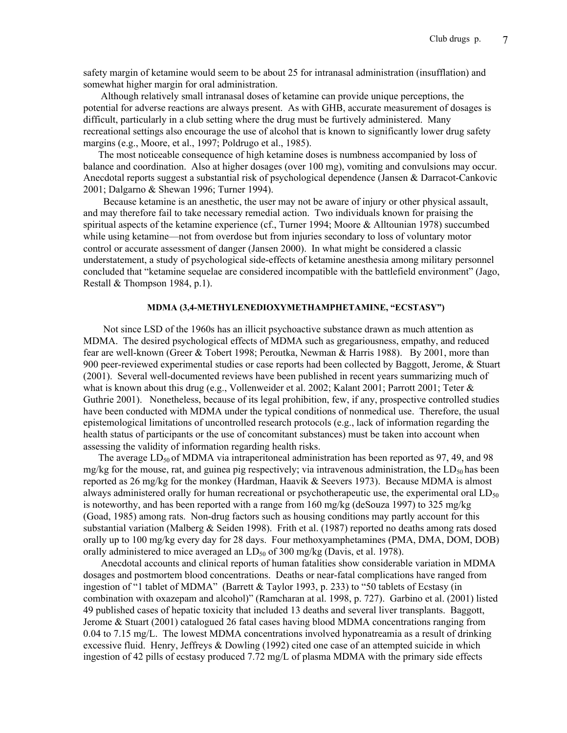safety margin of ketamine would seem to be about 25 for intranasal administration (insufflation) and somewhat higher margin for oral administration.

Although relatively small intranasal doses of ketamine can provide unique perceptions, the potential for adverse reactions are always present. As with GHB, accurate measurement of dosages is difficult, particularly in a club setting where the drug must be furtively administered. Many recreational settings also encourage the use of alcohol that is known to significantly lower drug safety margins (e.g., Moore, et al., 1997; Poldrugo et al., 1985).

The most noticeable consequence of high ketamine doses is numbness accompanied by loss of balance and coordination. Also at higher dosages (over 100 mg), vomiting and convulsions may occur. Anecdotal reports suggest a substantial risk of psychological dependence (Jansen & Darracot-Cankovic 2001; Dalgarno & Shewan 1996; Turner 1994).

Because ketamine is an anesthetic, the user may not be aware of injury or other physical assault, and may therefore fail to take necessary remedial action. Two individuals known for praising the spiritual aspects of the ketamine experience (cf., Turner 1994; Moore & Alltounian 1978) succumbed while using ketamine—not from overdose but from injuries secondary to loss of voluntary motor control or accurate assessment of danger (Jansen 2000). In what might be considered a classic understatement, a study of psychological side-effects of ketamine anesthesia among military personnel concluded that "ketamine sequelae are considered incompatible with the battlefield environment" (Jago, Restall & Thompson 1984, p.1).

## MDMA (3,4-METHYLENEDIOXYMETHAMPHETAMINE, "ECSTASY")

Not since LSD of the 1960s has an illicit psychoactive substance drawn as much attention as MDMA. The desired psychological effects of MDMA such as gregariousness, empathy, and reduced fear are well-known (Greer & Tobert 1998; Peroutka, Newman & Harris 1988). By 2001, more than 900 peer-reviewed experimental studies or case reports had been collected by Baggott, Jerome, & Stuart (2001). Several well-documented reviews have been published in recent years summarizing much of what is known about this drug (e.g., Vollenweider et al. 2002; Kalant 2001; Parrott 2001; Teter & Guthrie 2001). Nonetheless, because of its legal prohibition, few, if any, prospective controlled studies have been conducted with MDMA under the typical conditions of nonmedical use. Therefore, the usual epistemological limitations of uncontrolled research protocols (e.g., lack of information regarding the health status of participants or the use of concomitant substances) must be taken into account when assessing the validity of information regarding health risks.

The average $LD_{50}$ of MDMA via intraperitoneal administration has been reported as 97, 49, and 98 mg/kg for the mouse, rat, and guinea pig respectively; via intravenous administration, the $LD_{50}$ has been reported as 26 mg/kg for the monkey (Hardman, Haavik & Seevers 1973). Because MDMA is almost always administered orally for human recreational or psychotherapeutic use, the experimental oral $LD_{50}$ is noteworthy, and has been reported with a range from 160 mg/kg (deSouza 1997) to 325 mg/kg (Goad, 1985) among rats. Non-drug factors such as housing conditions may partly account for this substantial variation (Malberg & Seiden 1998). Frith et al. (1987) reported no deaths among rats dosed orally up to 100 mg/kg every day for 28 days. Four methoxyamphetamines (PMA, DMA, DOM, DOB) orally administered to mice averaged an $LD_{50}$ of 300 mg/kg (Davis, et al. 1978).

Anecdotal accounts and clinical reports of human fatalities show considerable variation in MDMA dosages and postmortem blood concentrations. Deaths or near-fatal complications have ranged from ingestion of "1 tablet of MDMA" (Barrett & Taylor 1993, p. 233) to "50 tablets of Ecstasy (in combination with oxazepam and alcohol)" (Ramcharan at al. 1998, p. 727). Garbino et al. (2001) listed 49 published cases of hepatic toxicity that included 13 deaths and several liver transplants. Baggott, Jerome & Stuart (2001) catalogued 26 fatal cases having blood MDMA concentrations ranging from 0.04 to 7.15 mg/L. The lowest MDMA concentrations involved hyponatreamia as a result of drinking excessive fluid. Henry, Jeffreys & Dowling (1992) cited one case of an attempted suicide in which ingestion of 42 pills of ecstasy produced 7.72 mg/L of plasma MDMA with the primary side effects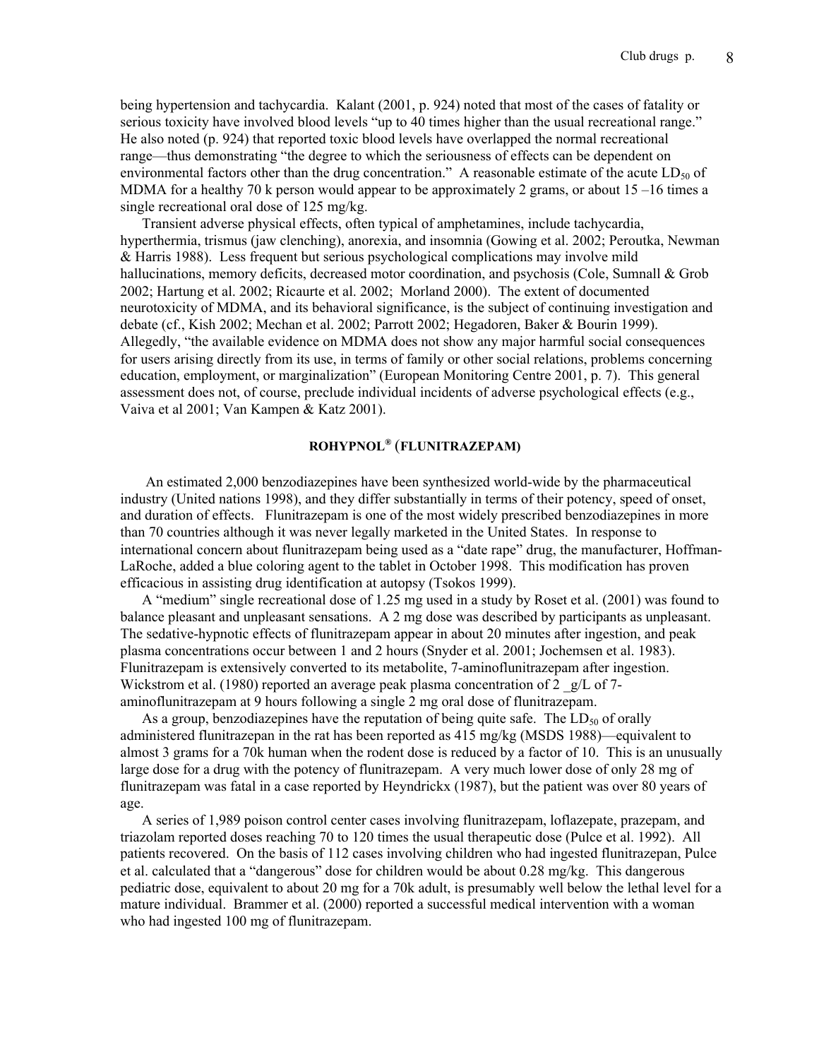being hypertension and tachycardia. Kalant (2001, p. 924) noted that most of the cases of fatality or serious toxicity have involved blood levels "up to 40 times higher than the usual recreational range." He also noted (p. 924) that reported toxic blood levels have overlapped the normal recreational range—thus demonstrating "the degree to which the seriousness of effects can be dependent on environmental factors other than the drug concentration." A reasonable estimate of the acute $LD_{50}$ of MDMA for a healthy 70 k person would appear to be approximately 2 grams, or about 15 –16 times a single recreational oral dose of 125 mg/kg.

Transient adverse physical effects, often typical of amphetamines, include tachycardia, hyperthermia, trismus (jaw clenching), anorexia, and insomnia (Gowing et al. 2002; Peroutka, Newman & Harris 1988). Less frequent but serious psychological complications may involve mild hallucinations, memory deficits, decreased motor coordination, and psychosis (Cole, Sumnall & Grob 2002; Hartung et al. 2002; Ricaurte et al. 2002; Morland 2000). The extent of documented neurotoxicity of MDMA, and its behavioral significance, is the subject of continuing investigation and debate (cf., Kish 2002; Mechan et al. 2002; Parrott 2002; Hegadoren, Baker & Bourin 1999). Allegedly, "the available evidence on MDMA does not show any major harmful social consequences for users arising directly from its use, in terms of family or other social relations, problems concerning education, employment, or marginalization" (European Monitoring Centre 2001, p. 7). This general assessment does not, of course, preclude individual incidents of adverse psychological effects (e.g., Vaiva et al 2001; Van Kampen & Katz 2001).

## ROHYPNOL® (FLUNITRAZEPAM)

An estimated 2,000 benzodiazepines have been synthesized world-wide by the pharmaceutical industry (United nations 1998), and they differ substantially in terms of their potency, speed of onset, and duration of effects. Flunitrazepam is one of the most widely prescribed benzodiazepines in more than 70 countries although it was never legally marketed in the United States. In response to international concern about flunitrazepam being used as a "date rape" drug, the manufacturer, Hoffman-LaRoche, added a blue coloring agent to the tablet in October 1998. This modification has proven efficacious in assisting drug identification at autopsy (Tsokos 1999).

A "medium" single recreational dose of 1.25 mg used in a study by Roset et al. (2001) was found to balance pleasant and unpleasant sensations. A 2 mg dose was described by participants as unpleasant. The sedative-hypnotic effects of flunitrazepam appear in about 20 minutes after ingestion, and peak plasma concentrations occur between 1 and 2 hours (Snyder et al. 2001; Jochemsen et al. 1983). Flunitrazepam is extensively converted to its metabolite, 7-aminoflunitrazepam after ingestion. Wickstrom et al. (1980) reported an average peak plasma concentration of 2 _g/L of 7-aminoflunitrazepam at 9 hours following a single 2 mg oral dose of flunitrazepam.

As a group, benzodiazepines have the reputation of being quite safe. The $LD_{50}$ of orally administered flunitrazepan in the rat has been reported as 415 mg/kg (MSDS 1988)—equivalent to almost 3 grams for a 70k human when the rodent dose is reduced by a factor of 10. This is an unusually large dose for a drug with the potency of flunitrazepam. A very much lower dose of only 28 mg of flunitrazepam was fatal in a case reported by Heyndrickx (1987), but the patient was over 80 years of age.

A series of 1,989 poison control center cases involving flunitrazepam, loflazepate, prazepam, and triazolam reported doses reaching 70 to 120 times the usual therapeutic dose (Pulce et al. 1992). All patients recovered. On the basis of 112 cases involving children who had ingested flunitrazepam, Pulce et al. calculated that a "dangerous" dose for children would be about 0.28 mg/kg. This dangerous pediatric dose, equivalent to about 20 mg for a 70k adult, is presumably well below the lethal level for a mature individual. Brammer et al. (2000) reported a successful medical intervention with a woman who had ingested 100 mg of flunitrazepam.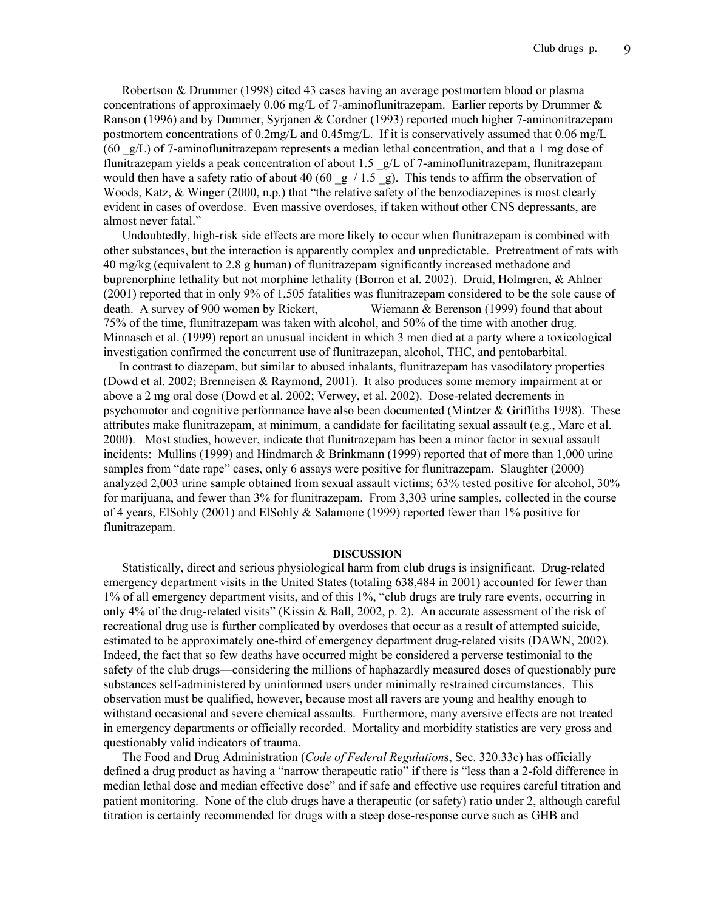Robertson & Drummer (1998) cited 43 cases having an average postmortem blood or plasma concentrations of approximaely 0.06 mg/L of 7-aminoflunitrazepam. Earlier reports by Drummer & Ranson (1996) and by Dummer, Syrjanen & Cordner (1993) reported much higher 7-aminonitrazepam postmortem concentrations of 0.2mg/L and 0.45mg/L. If it is conservatively assumed that 0.06 mg/L (60 _g/L) of 7-aminoflunitrazepam represents a median lethal concentration, and that a 1 mg dose of flunitrazepam yields a peak concentration of about 1.5 _g/L of 7-aminoflunitrazepam, flunitrazepam would then have a safety ratio of about 40 (60 _g / 1.5 _g). This tends to affirm the observation of Woods, Katz, & Winger (2000, n.p.) that "the relative safety of the benzodiazepines is most clearly evident in cases of overdose. Even massive overdoses, if taken without other CNS depressants, are almost never fatal."

Undoubtedly, high-risk side effects are more likely to occur when flunitrazepam is combined with other substances, but the interaction is apparently complex and unpredictable. Pretreatment of rats with 40 mg/kg (equivalent to 2.8 g human) of flunitrazepam significantly increased methadone and buprenorphine lethality but not morphine lethality (Borron et al. 2002). Druid, Holmgren, & Ahlner (2001) reported that in only 9% of 1,505 fatalities was flunitrazepam considered to be the sole cause of death. A survey of 900 women by Rickert, Wiemann & Berenson (1999) found that about 75% of the time, flunitrazepam was taken with alcohol, and 50% of the time with another drug. Minnasch et al. (1999) report an unusual incident in which 3 men died at a party where a toxicological investigation confirmed the concurrent use of flunitrazepan, alcohol, THC, and pentobarbital.

In contrast to diazepam, but similar to abused inhalants, flunitrazepam has vasodilatory properties (Dowd et al. 2002; Brenneisen & Raymond, 2001). It also produces some memory impairment at or above a 2 mg oral dose (Dowd et al. 2002; Verwey, et al. 2002). Dose-related decrements in psychomotor and cognitive performance have also been documented (Mintzer & Griffiths 1998). These attributes make flunitrazepam, at minimum, a candidate for facilitating sexual assault (e.g., Marc et al. 2000). Most studies, however, indicate that flunitrazepam has been a minor factor in sexual assault incidents: Mullins (1999) and Hindmarch & Brinkmann (1999) reported that of more than 1,000 urine samples from "date rape" cases, only 6 assays were positive for flunitrazepam. Slaughter (2000) analyzed 2,003 urine sample obtained from sexual assault victims; 63% tested positive for alcohol, 30% for marijuana, and fewer than 3% for flunitrazepam. From 3,303 urine samples, collected in the course of 4 years, ElSohly (2001) and ElSohly & Salamone (1999) reported fewer than 1% positive for flunitrazepam.

## DISCUSSION

Statistically, direct and serious physiological harm from club drugs is insignificant. Drug-related emergency department visits in the United States (totaling 638,484 in 2001) accounted for fewer than 1% of all emergency department visits, and of this 1%, "club drugs are truly rare events, occurring in only 4% of the drug-related visits" (Kissin & Ball, 2002, p. 2). An accurate assessment of the risk of recreational drug use is further complicated by overdoses that occur as a result of attempted suicide, estimated to be approximately one-third of emergency department drug-related visits (DAWN, 2002). Indeed, the fact that so few deaths have occurred might be considered a perverse testimonial to the safety of the club drugs—considering the millions of haphazardly measured doses of questionably pure substances self-administered by uninformed users under minimally restrained circumstances. This observation must be qualified, however, because most all ravers are young and healthy enough to withstand occasional and severe chemical assaults. Furthermore, many aversive effects are not treated in emergency departments or officially recorded. Mortality and morbidity statistics are very gross and questionably valid indicators of trauma.

The Food and Drug Administration (*Code of Federal Regulations*, Sec. 320.33c) has officially defined a drug product as having a "narrow therapeutic ratio" if there is "less than a 2-fold difference in median lethal dose and median effective dose" and if safe and effective use requires careful titration and patient monitoring. None of the club drugs have a therapeutic (or safety) ratio under 2, although careful titration is certainly recommended for drugs with a steep dose-response curve such as GHB and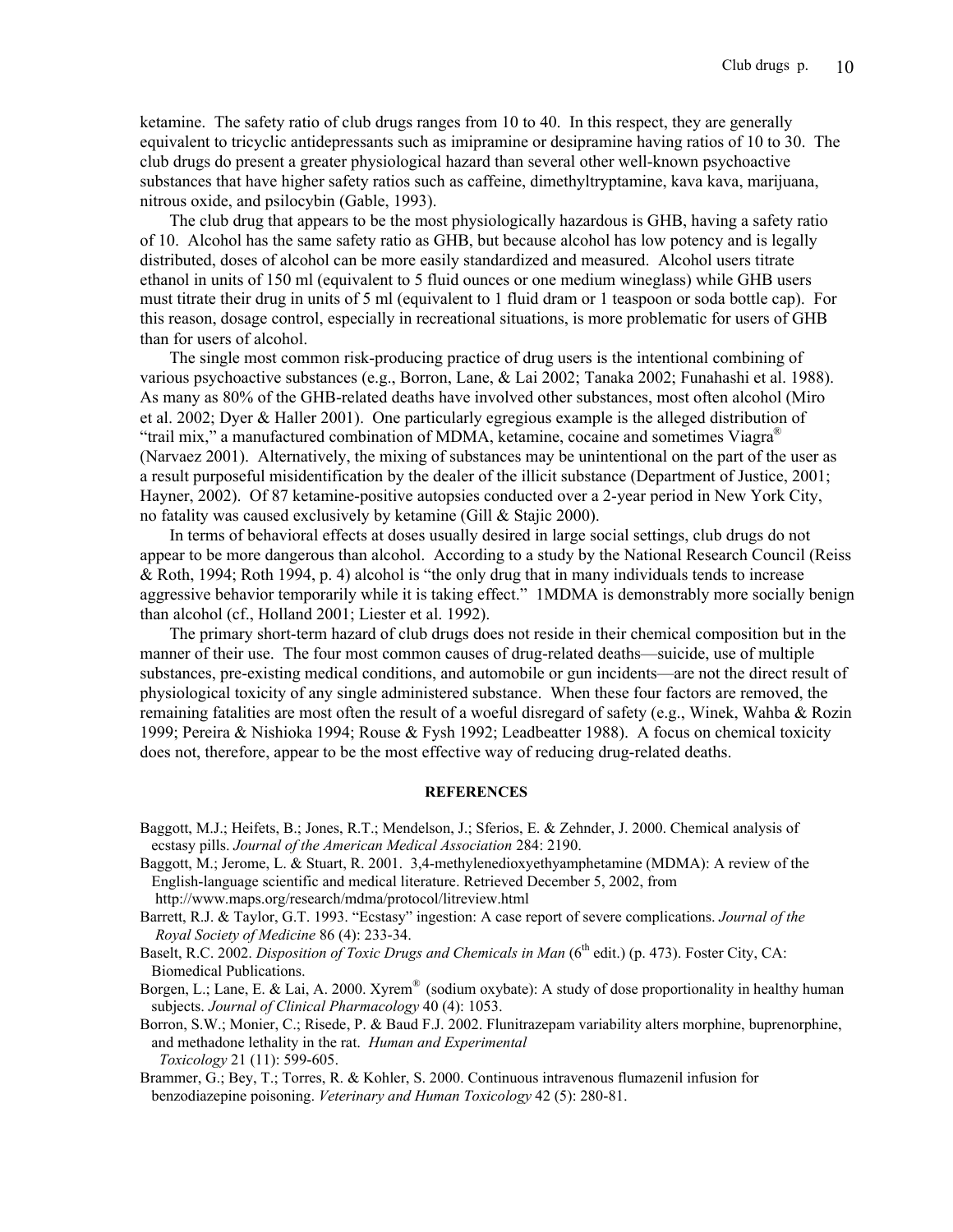ketamine. The safety ratio of club drugs ranges from 10 to 40. In this respect, they are generally equivalent to tricyclic antidepressants such as imipramine or desipramine having ratios of 10 to 30. The club drugs do present a greater physiological hazard than several other well-known psychoactive substances that have higher safety ratios such as caffeine, dimethyltryptamine, kava kava, marijuana, nitrous oxide, and psilocybin (Gable, 1993).

The club drug that appears to be the most physiologically hazardous is GHB, having a safety ratio of 10. Alcohol has the same safety ratio as GHB, but because alcohol has low potency and is legally distributed, doses of alcohol can be more easily standardized and measured. Alcohol users titrate ethanol in units of 150 ml (equivalent to 5 fluid ounces or one medium wineglass) while GHB users must titrate their drug in units of 5 ml (equivalent to 1 fluid dram or 1 teaspoon or soda bottle cap). For this reason, dosage control, especially in recreational situations, is more problematic for users of GHB than for users of alcohol.

The single most common risk-producing practice of drug users is the intentional combining of various psychoactive substances (e.g., Borron, Lane, & Lai 2002; Tanaka 2002; Funahashi et al. 1988). As many as 80% of the GHB-related deaths have involved other substances, most often alcohol (Miro et al. 2002; Dyer & Haller 2001). One particularly egregious example is the alleged distribution of "trail mix," a manufactured combination of MDMA, ketamine, cocaine and sometimes Viagra® (Narvaez 2001). Alternatively, the mixing of substances may be unintentional on the part of the user as a result purposeful misidentification by the dealer of the illicit substance (Department of Justice, 2001; Hayner, 2002). Of 87 ketamine-positive autopsies conducted over a 2-year period in New York City, no fatality was caused exclusively by ketamine (Gill & Stajic 2000).

In terms of behavioral effects at doses usually desired in large social settings, club drugs do not appear to be more dangerous than alcohol. According to a study by the National Research Council (Reiss & Roth, 1994; Roth 1994, p. 4) alcohol is "the only drug that in many individuals tends to increase aggressive behavior temporarily while it is taking effect." 1MDMA is demonstrably more socially benign than alcohol (cf., Holland 2001; Liester et al. 1992).

The primary short-term hazard of club drugs does not reside in their chemical composition but in the manner of their use. The four most common causes of drug-related deaths—suicide, use of multiple substances, pre-existing medical conditions, and automobile or gun incidents—are not the direct result of physiological toxicity of any single administered substance. When these four factors are removed, the remaining fatalities are most often the result of a woeful disregard of safety (e.g., Winek, Wahba & Rozin 1999; Pereira & Nishioka 1994; Rouse & Fysh 1992; Leadbeatter 1988). A focus on chemical toxicity does not, therefore, appear to be the most effective way of reducing drug-related deaths.

## REFERENCES

Baggott, M.J.; Heifets, B.; Jones, R.T.; Mendelson, J.; Sferios, E. & Zehnder, J. 2000. Chemical analysis of ecstasy pills. *Journal of the American Medical Association* 284: 2190.

Baggott, M.; Jerome, L. & Stuart, R. 2001. 3,4-methylenedioxyethyamphetamine (MDMA): A review of the English-language scientific and medical literature. Retrieved December 5, 2002, from http://www.maps.org/research/mdma/protocol/litreview.html

Barrett, R.J. & Taylor, G.T. 1993. "Ecstasy" ingestion: A case report of severe complications. *Journal of the Royal Society of Medicine* 86 (4): 233-34.

Baselt, R.C. 2002. *Disposition of Toxic Drugs and Chemicals in Man* (6th edit.) (p. 473). Foster City, CA: Biomedical Publications.

Borgen, L.; Lane, E. & Lai, A. 2000. Xyrem® (sodium oxybate): A study of dose proportionality in healthy human subjects. *Journal of Clinical Pharmacology* 40 (4): 1053.

Borron, S.W.; Monier, C.; Risede, P. & Baud F.J. 2002. Flunitrazepam variability alters morphine, buprenorphine, and methadone lethality in the rat. *Human and Experimental Toxicology* 21 (11): 599-605.

Brammer, G.; Bey, T.; Torres, R. & Kohler, S. 2000. Continuous intravenous flumazenil infusion for benzodiazepine poisoning. *Veterinary and Human Toxicology* 42 (5): 280-81.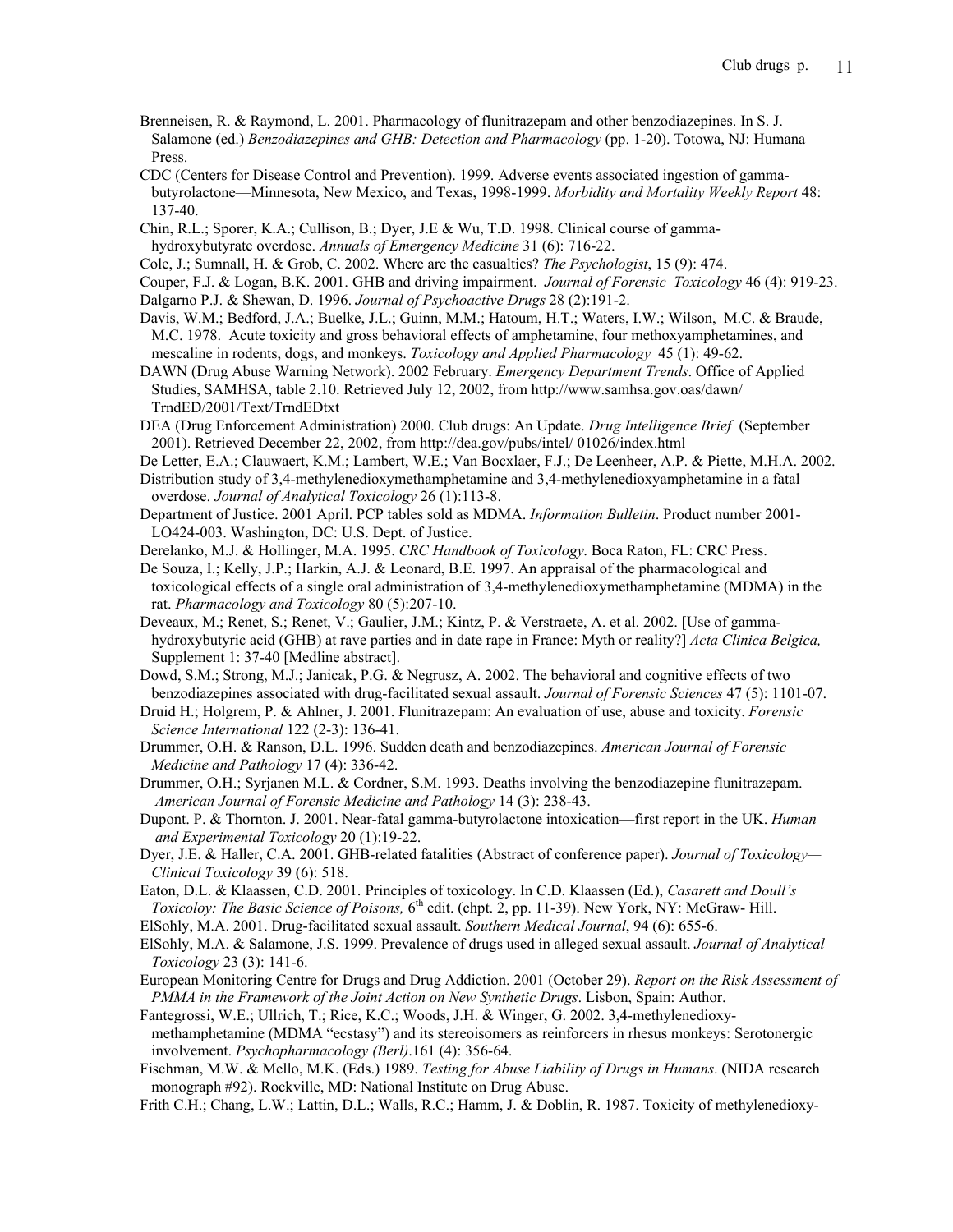Brenneisen, R. & Raymond, L. 2001. Pharmacology of flunitrazepam and other benzodiazepines. In S. J. Salamone (ed.) *Benzodiazepines and GHB: Detection and Pharmacology* (pp. 1-20). Totowa, NJ: Humana Press.

CDC (Centers for Disease Control and Prevention). 1999. Adverse events associated ingestion of gamma-butyrolactone—Minnesota, New Mexico, and Texas, 1998-1999. *Morbidity and Mortality Weekly Report* 48: 137-40.

Chin, R.L.; Sporer, K.A.; Cullison, B.; Dyer, J.E & Wu, T.D. 1998. Clinical course of gamma-hydroxybutyrate overdose. *Annuals of Emergency Medicine* 31 (6): 716-22.

Cole, J.; Sumnall, H. & Grob, C. 2002. Where are the casualties? *The Psychologist*, 15 (9): 474.

Couper, F.J. & Logan, B.K. 2001. GHB and driving impairment. *Journal of Forensic Toxicology* 46 (4): 919-23.

Dalgarno P.J. & Shewan, D. 1996. *Journal of Psychoactive Drugs* 28 (2):191-2.

Davis, W.M.; Bedford, J.A.; Buelke, J.L.; Guinn, M.M.; Hatoum, H.T.; Waters, I.W.; Wilson, M.C. & Braude, M.C. 1978. Acute toxicity and gross behavioral effects of amphetamine, four methoxyamphetamines, and mescaline in rodents, dogs, and monkeys. *Toxicology and Applied Pharmacology* 45 (1): 49-62.

DAWN (Drug Abuse Warning Network). 2002 February. *Emergency Department Trends*. Office of Applied Studies, SAMHSA, table 2.10. Retrieved July 12, 2002, from http://www.samhsa.gov.oas/dawn/TrndED/2001/Text/TrndEDtxt

DEA (Drug Enforcement Administration) 2000. Club drugs: An Update. *Drug Intelligence Brief* (September 2001). Retrieved December 22, 2002, from http://dea.gov/pubs/intel/ 01026/index.html

De Letter, E.A.; Clauwaert, K.M.; Lambert, W.E.; Van Bocxlaer, F.J.; De Leenheer, A.P. & Piette, M.H.A. 2002. Distribution study of 3,4-methylenedioxymethamphetamine and 3,4-methylenedioxyamphetamine in a fatal overdose. *Journal of Analytical Toxicology* 26 (1):113-8.

Department of Justice. 2001 April. PCP tables sold as MDMA. *Information Bulletin*. Product number 2001-LO424-003. Washington, DC: U.S. Dept. of Justice.

Derelanko, M.J. & Hollinger, M.A. 1995. *CRC Handbook of Toxicology*. Boca Raton, FL: CRC Press.

De Souza, I.; Kelly, J.P.; Harkin, A.J. & Leonard, B.E. 1997. An appraisal of the pharmacological and toxicological effects of a single oral administration of 3,4-methylenedioxymethamphetamine (MDMA) in the rat. *Pharmacology and Toxicology* 80 (5):207-10.

Deveaux, M.; Renet, S.; Renet, V.; Gaulier, J.M.; Kintz, P. & Verstraete, A. et al. 2002. [Use of gamma-hydroxybutyric acid (GHB) at rave parties and in date rape in France: Myth or reality?] *Acta Clinica Belgica,* Supplement 1: 37-40 [Medline abstract].

Dowd, S.M.; Strong, M.J.; Janicak, P.G. & Negrusz, A. 2002. The behavioral and cognitive effects of two benzodiazepines associated with drug-facilitated sexual assault. *Journal of Forensic Sciences* 47 (5): 1101-07.

Druid H.; Holgrem, P. & Ahlner, J. 2001. Flunitrazepam: An evaluation of use, abuse and toxicity. *Forensic Science International* 122 (2-3): 136-41.

Drummer, O.H. & Ranson, D.L. 1996. Sudden death and benzodiazepines. *American Journal of Forensic Medicine and Pathology* 17 (4): 336-42.

Drummer, O.H.; Syrjanen M.L. & Cordner, S.M. 1993. Deaths involving the benzodiazepine flunitrazepam. *American Journal of Forensic Medicine and Pathology* 14 (3): 238-43.

Dupont. P. & Thornton. J. 2001. Near-fatal gamma-butyrolactone intoxication—first report in the UK. *Human and Experimental Toxicology* 20 (1):19-22.

Dyer, J.E. & Haller, C.A. 2001. GHB-related fatalities (Abstract of conference paper). *Journal of Toxicology—Clinical Toxicology* 39 (6): 518.

Eaton, D.L. & Klaassen, C.D. 2001. Principles of toxicology. In C.D. Klaassen (Ed.), *Casarett and Doull's Toxicoloy: The Basic Science of Poisons,* 6th edit. (chpt. 2, pp. 11-39). New York, NY: McGraw- Hill.

ElSohly, M.A. 2001. Drug-facilitated sexual assault. *Southern Medical Journal*, 94 (6): 655-6.

ElSohly, M.A. & Salamone, J.S. 1999. Prevalence of drugs used in alleged sexual assault. *Journal of Analytical Toxicology* 23 (3): 141-6.

European Monitoring Centre for Drugs and Drug Addiction. 2001 (October 29). *Report on the Risk Assessment of PMMA in the Framework of the Joint Action on New Synthetic Drugs*. Lisbon, Spain: Author.

Fantegrossi, W.E.; Ullrich, T.; Rice, K.C.; Woods, J.H. & Winger, G. 2002. 3,4-methylenedioxy-methamphetamine (MDMA "ecstasy") and its stereoisomers as reinforcers in rhesus monkeys: Serotonergic involvement. *Psychopharmacology (Berl)*.161 (4): 356-64.

Fischman, M.W. & Mello, M.K. (Eds.) 1989. *Testing for Abuse Liability of Drugs in Humans*. (NIDA research monograph #92). Rockville, MD: National Institute on Drug Abuse.

Frith C.H.; Chang, L.W.; Lattin, D.L.; Walls, R.C.; Hamm, J. & Doblin, R. 1987. Toxicity of methylenedioxy-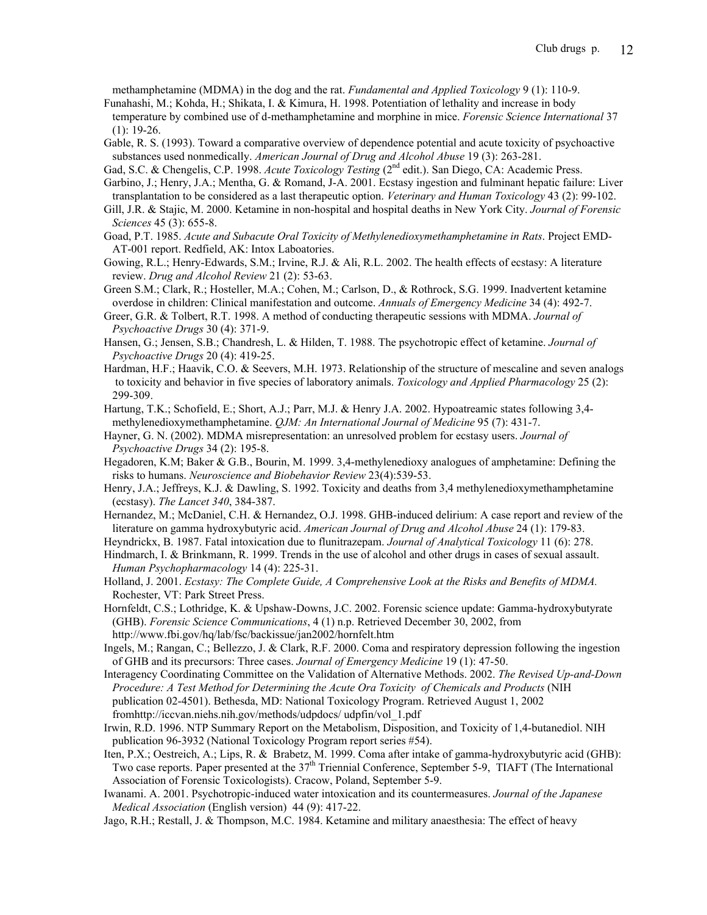methamphetamine (MDMA) in the dog and the rat. *Fundamental and Applied Toxicology* 9 (1): 110-9.

Funahashi, M.; Kohda, H.; Shikata, I. & Kimura, H. 1998. Potentiation of lethality and increase in body temperature by combined use of d-methamphetamine and morphine in mice. *Forensic Science International* 37 (1): 19-26.

Gable, R. S. (1993). Toward a comparative overview of dependence potential and acute toxicity of psychoactive substances used nonmedically. *American Journal of Drug and Alcohol Abuse* 19 (3): 263-281.

Gad, S.C. & Chengelis, C.P. 1998. *Acute Toxicology Testing* (2nd edit.). San Diego, CA: Academic Press.

Garbino, J.; Henry, J.A.; Mentha, G. & Romand, J-A. 2001. Ecstasy ingestion and fulminant hepatic failure: Liver transplantation to be considered as a last therapeutic option. *Veterinary and Human Toxicology* 43 (2): 99-102.

Gill, J.R. & Stajic, M. 2000. Ketamine in non-hospital and hospital deaths in New York City. *Journal of Forensic Sciences* 45 (3): 655-8.

Goad, P.T. 1985. *Acute and Subacute Oral Toxicity of Methylenedioxymethamphetamine in Rats*. Project EMD-AT-001 report. Redfield, AK: Intox Laboatories.

Gowing, R.L.; Henry-Edwards, S.M.; Irvine, R.J. & Ali, R.L. 2002. The health effects of ecstasy: A literature review. *Drug and Alcohol Review* 21 (2): 53-63.

Green S.M.; Clark, R.; Hosteller, M.A.; Cohen, M.; Carlson, D., & Rothrock, S.G. 1999. Inadvertent ketamine overdose in children: Clinical manifestation and outcome. *Annuals of Emergency Medicine* 34 (4): 492-7.

Greer, G.R. & Tolbert, R.T. 1998. A method of conducting therapeutic sessions with MDMA. *Journal of Psychoactive Drugs* 30 (4): 371-9.

Hansen, G.; Jensen, S.B.; Chandresh, L. & Hilden, T. 1988. The psychotropic effect of ketamine. *Journal of Psychoactive Drugs* 20 (4): 419-25.

Hardman, H.F.; Haavik, C.O. & Seevers, M.H. 1973. Relationship of the structure of mescaline and seven analogs to toxicity and behavior in five species of laboratory animals. *Toxicology and Applied Pharmacology* 25 (2): 299-309.

Hartung, T.K.; Schofield, E.; Short, A.J.; Parr, M.J. & Henry J.A. 2002. Hypoatreamic states following 3,4-methylenedioxymethamphetamine. *QJM: An International Journal of Medicine* 95 (7): 431-7.

Hayner, G. N. (2002). MDMA misrepresentation: an unresolved problem for ecstasy users. *Journal of Psychoactive Drugs* 34 (2): 195-8.

Hegadoren, K.M; Baker & G.B., Bourin, M. 1999. 3,4-methylenedioxy analogues of amphetamine: Defining the risks to humans. *Neuroscience and Biobehavior Review* 23(4):539-53.

Henry, J.A.; Jeffreys, K.J. & Dawling, S. 1992. Toxicity and deaths from 3,4 methylenedioxymethamphetamine (ecstasy). *The Lancet 340*, 384-387.

Hernandez, M.; McDaniel, C.H. & Hernandez, O.J. 1998. GHB-induced delirium: A case report and review of the literature on gamma hydroxybutyric acid. *American Journal of Drug and Alcohol Abuse* 24 (1): 179-83.

Heyndrickx, B. 1987. Fatal intoxication due to flunitrazepam. *Journal of Analytical Toxicology* 11 (6): 278.

Hindmarch, I. & Brinkmann, R. 1999. Trends in the use of alcohol and other drugs in cases of sexual assault. *Human Psychopharmacology* 14 (4): 225-31.

Holland, J. 2001. *Ecstasy: The Complete Guide, A Comprehensive Look at the Risks and Benefits of MDMA.* Rochester, VT: Park Street Press.

Hornfeldt, C.S.; Lothridge, K. & Upshaw-Downs, J.C. 2002. Forensic science update: Gamma-hydroxybutyrate (GHB). *Forensic Science Communications*, 4 (1) n.p. Retrieved December 30, 2002, from http://www.fbi.gov/hq/lab/fsc/backissue/jan2002/hornfelt.htm

Ingels, M.; Rangan, C.; Bellezzo, J. & Clark, R.F. 2000. Coma and respiratory depression following the ingestion of GHB and its precursors: Three cases. *Journal of Emergency Medicine* 19 (1): 47-50.

Interagency Coordinating Committee on the Validation of Alternative Methods. 2002. *The Revised Up-and-Down Procedure: A Test Method for Determining the Acute Ora Toxicity of Chemicals and Products* (NIH publication 02-4501). Bethesda, MD: National Toxicology Program. Retrieved August 1, 2002 fromhttp://iccvan.niehs.nih.gov/methods/udpdocs/ udpfin/vol_1.pdf

Irwin, R.D. 1996. NTP Summary Report on the Metabolism, Disposition, and Toxicity of 1,4-butanediol. NIH publication 96-3932 (National Toxicology Program report series #54).

Iten, P.X.; Oestreich, A.; Lips, R. & Brabetz, M. 1999. Coma after intake of gamma-hydroxybutyric acid (GHB): Two case reports. Paper presented at the 37th Triennial Conference, September 5-9, TIAFT (The International Association of Forensic Toxicologists). Cracow, Poland, September 5-9.

Iwanami. A. 2001. Psychotropic-induced water intoxication and its countermeasures. *Journal of the Japanese Medical Association* (English version) 44 (9): 417-22.

Jago, R.H.; Restall, J. & Thompson, M.C. 1984. Ketamine and military anaesthesia: The effect of heavy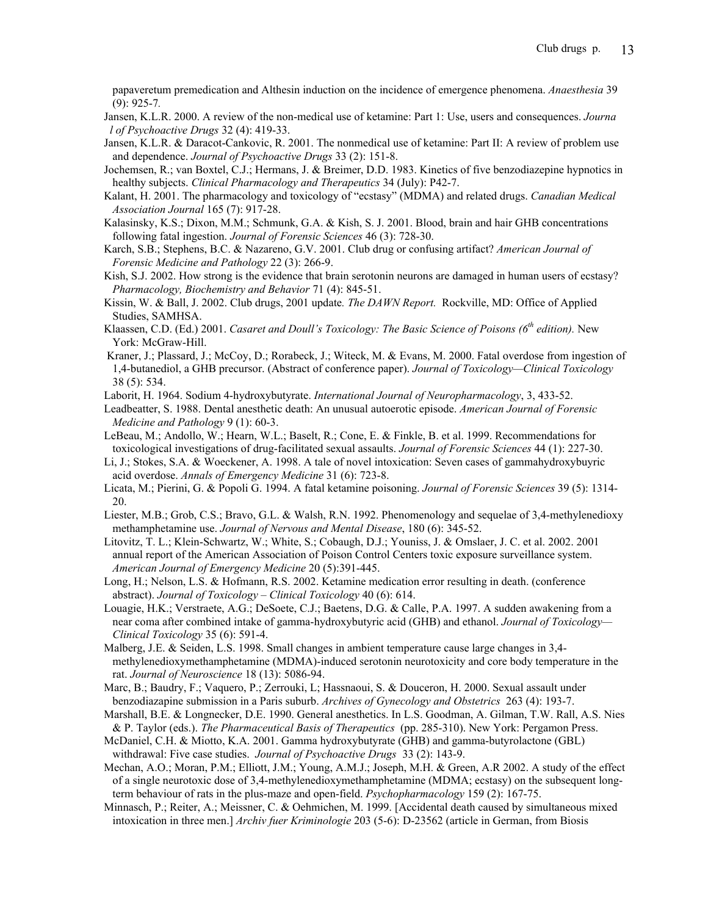papaveretum premedication and Althesin induction on the incidence of emergence phenomena. *Anaesthesia* 39 (9): 925-7.

Jansen, K.L.R. 2000. A review of the non-medical use of ketamine: Part 1: Use, users and consequences. *Journal of Psychoactive Drugs* 32 (4): 419-33.

Jansen, K.L.R. & Daracot-Cankovic, R. 2001. The nonmedical use of ketamine: Part II: A review of problem use and dependence. *Journal of Psychoactive Drugs* 33 (2): 151-8.

Jochemsen, R.; van Boxtel, C.J.; Hermans, J. & Breimer, D.D. 1983. Kinetics of five benzodiazepine hypnotics in healthy subjects. *Clinical Pharmacology and Therapeutics* 34 (July): P42-7.

Kalant, H. 2001. The pharmacology and toxicology of "ecstasy" (MDMA) and related drugs. *Canadian Medical Association Journal* 165 (7): 917-28.

Kalasinsky, K.S.; Dixon, M.M.; Schmunk, G.A. & Kish, S. J. 2001. Blood, brain and hair GHB concentrations following fatal ingestion. *Journal of Forensic Sciences* 46 (3): 728-30.

Karch, S.B.; Stephens, B.C. & Nazareno, G.V. 2001. Club drug or confusing artifact? *American Journal of Forensic Medicine and Pathology* 22 (3): 266-9.

Kish, S.J. 2002. How strong is the evidence that brain serotonin neurons are damaged in human users of ecstasy? *Pharmacology, Biochemistry and Behavior* 71 (4): 845-51.

Kissin, W. & Ball, J. 2002. Club drugs, 2001 update. *The DAWN Report.* Rockville, MD: Office of Applied Studies, SAMHSA.

Klaassen, C.D. (Ed.) 2001. *Casaret and Doull's Toxicology: The Basic Science of Poisons (6th edition).* New York: McGraw-Hill.

Kraner, J.; Plassard, J.; McCoy, D.; Rorabeck, J.; Witeck, M. & Evans, M. 2000. Fatal overdose from ingestion of 1,4-butanediol, a GHB precursor. (Abstract of conference paper). *Journal of Toxicology—Clinical Toxicology* 38 (5): 534.

Laborit, H. 1964. Sodium 4-hydroxybutyrate. *International Journal of Neuropharmacology*, 3, 433-52.

Leadbeatter, S. 1988. Dental anesthetic death: An unusual autoerotic episode. *American Journal of Forensic Medicine and Pathology* 9 (1): 60-3.

LeBeau, M.; Andollo, W.; Hearn, W.L.; Baselt, R.; Cone, E. & Finkle, B. et al. 1999. Recommendations for toxicological investigations of drug-facilitated sexual assaults. *Journal of Forensic Sciences* 44 (1): 227-30.

Li, J.; Stokes, S.A. & Woeckener, A. 1998. A tale of novel intoxication: Seven cases of gammahydroxybuyric acid overdose. *Annals of Emergency Medicine* 31 (6): 723-8.

Licata, M.; Pierini, G. & Popoli G. 1994. A fatal ketamine poisoning. *Journal of Forensic Sciences* 39 (5): 1314-20.

Liester, M.B.; Grob, C.S.; Bravo, G.L. & Walsh, R.N. 1992. Phenomenology and sequelae of 3,4-methylenedioxy methamphetamine use. *Journal of Nervous and Mental Disease*, 180 (6): 345-52.

Litovitz, T. L.; Klein-Schwartz, W.; White, S.; Cobaugh, D.J.; Youniss, J. & Omslaer, J. C. et al. 2002. 2001 annual report of the American Association of Poison Control Centers toxic exposure surveillance system. *American Journal of Emergency Medicine* 20 (5):391-445.

Long, H.; Nelson, L.S. & Hofmann, R.S. 2002. Ketamine medication error resulting in death. (conference abstract). *Journal of Toxicology – Clinical Toxicology* 40 (6): 614.

Louagie, H.K.; Verstraete, A.G.; DeSoete, C.J.; Baetens, D.G. & Calle, P.A. 1997. A sudden awakening from a near coma after combined intake of gamma-hydroxybutyric acid (GHB) and ethanol. *Journal of Toxicology—Clinical Toxicology* 35 (6): 591-4.

Malberg, J.E. & Seiden, L.S. 1998. Small changes in ambient temperature cause large changes in 3,4-methylenedioxymethamphetamine (MDMA)-induced serotonin neurotoxicity and core body temperature in the rat. *Journal of Neuroscience* 18 (13): 5086-94.

Marc, B.; Baudry, F.; Vaquero, P.; Zerrouki, L; Hassnaoui, S. & Douceron, H. 2000. Sexual assault under benzodiazapine submission in a Paris suburb. *Archives of Gynecology and Obstetrics* 263 (4): 193-7.

Marshall, B.E. & Longnecker, D.E. 1990. General anesthetics. In L.S. Goodman, A. Gilman, T.W. Rall, A.S. Nies & P. Taylor (eds.). *The Pharmaceutical Basis of Therapeutics* (pp. 285-310). New York: Pergamon Press.

McDaniel, C.H. & Miotto, K.A. 2001. Gamma hydroxybutyrate (GHB) and gamma-butyrolactone (GBL) withdrawal: Five case studies. *Journal of Psychoactive Drugs* 33 (2): 143-9.

Mechan, A.O.; Moran, P.M.; Elliott, J.M.; Young, A.M.J.; Joseph, M.H. & Green, A.R 2002. A study of the effect of a single neurotoxic dose of 3,4-methylenedioxymethamphetamine (MDMA; ecstasy) on the subsequent long-term behaviour of rats in the plus-maze and open-field. *Psychopharmacology* 159 (2): 167-75.

Minnasch, P.; Reiter, A.; Meissner, C. & Oehmichen, M. 1999. [Accidental death caused by simultaneous mixed intoxication in three men.] *Archiv fuer Kriminologie* 203 (5-6): D-23562 (article in German, from Biosis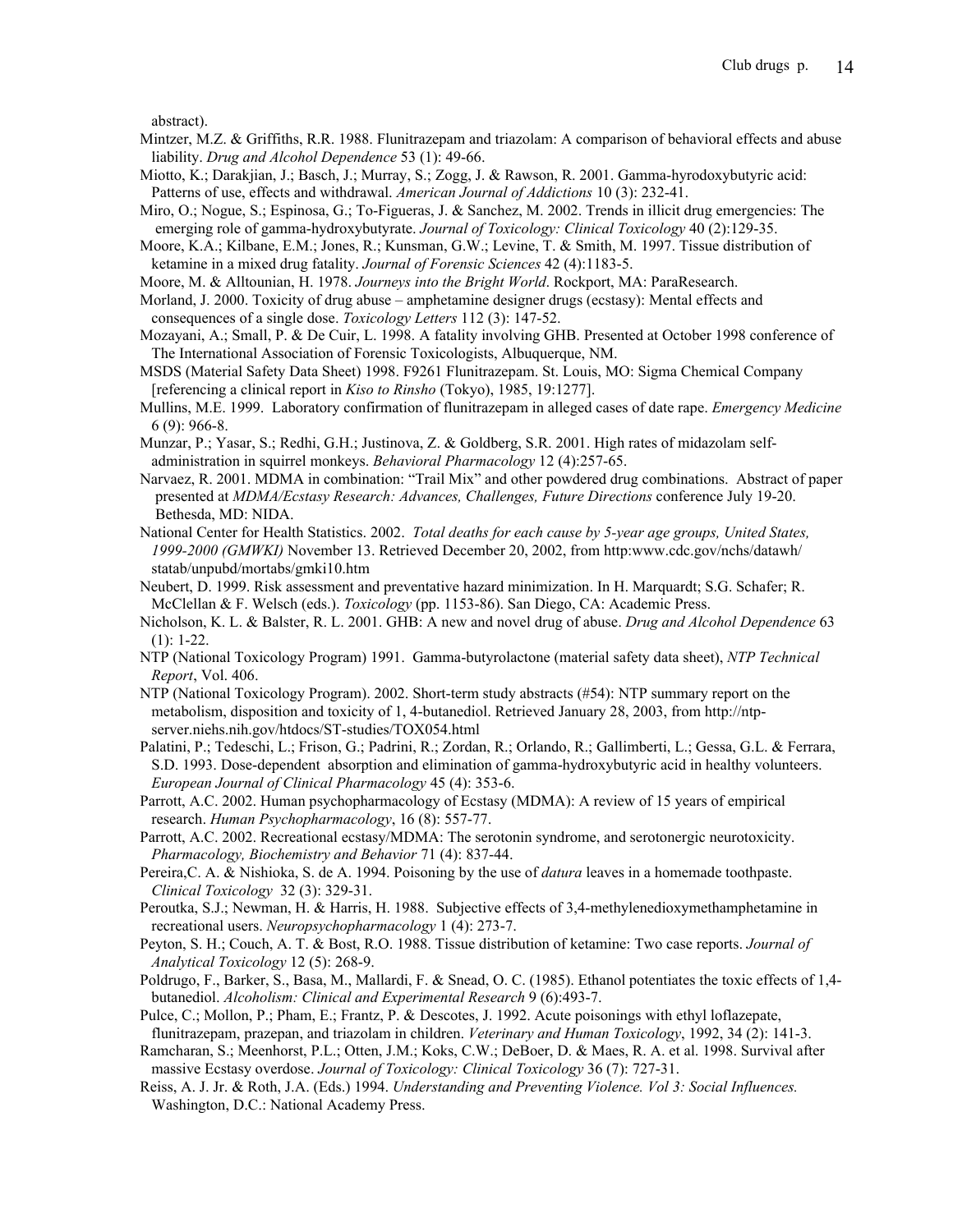abstract).

Mintzer, M.Z. & Griffiths, R.R. 1988. Flunitrazepam and triazolam: A comparison of behavioral effects and abuse liability. *Drug and Alcohol Dependence* 53 (1): 49-66.

Miotto, K.; Darakjian, J.; Basch, J.; Murray, S.; Zogg, J. & Rawson, R. 2001. Gamma-hyrodoxybutyric acid: Patterns of use, effects and withdrawal. *American Journal of Addictions* 10 (3): 232-41.

Miro, O.; Nogue, S.; Espinosa, G.; To-Figueras, J. & Sanchez, M. 2002. Trends in illicit drug emergencies: The emerging role of gamma-hydroxybutyrate. *Journal of Toxicology: Clinical Toxicology* 40 (2):129-35.

Moore, K.A.; Kilbane, E.M.; Jones, R.; Kunsman, G.W.; Levine, T. & Smith, M. 1997. Tissue distribution of ketamine in a mixed drug fatality. *Journal of Forensic Sciences* 42 (4):1183-5.

Moore, M. & Alltounian, H. 1978. *Journeys into the Bright World*. Rockport, MA: ParaResearch.

Morland, J. 2000. Toxicity of drug abuse – amphetamine designer drugs (ecstasy): Mental effects and consequences of a single dose. *Toxicology Letters* 112 (3): 147-52.

Mozayani, A.; Small, P. & De Cuir, L. 1998. A fatality involving GHB. Presented at October 1998 conference of The International Association of Forensic Toxicologists, Albuquerque, NM.

MSDS (Material Safety Data Sheet) 1998. F9261 Flunitrazepam. St. Louis, MO: Sigma Chemical Company [referencing a clinical report in *Kiso to Rinsho* (Tokyo), 1985, 19:1277].

Mullins, M.E. 1999. Laboratory confirmation of flunitrazepam in alleged cases of date rape. *Emergency Medicine* 6 (9): 966-8.

Munzar, P.; Yasar, S.; Redhi, G.H.; Justinova, Z. & Goldberg, S.R. 2001. High rates of midazolam self-administration in squirrel monkeys. *Behavioral Pharmacology* 12 (4):257-65.

Narvaez, R. 2001. MDMA in combination: "Trail Mix" and other powdered drug combinations. Abstract of paper presented at *MDMA/Ecstasy Research: Advances, Challenges, Future Directions* conference July 19-20. Bethesda, MD: NIDA.

National Center for Health Statistics. 2002. *Total deaths for each cause by 5-year age groups, United States, 1999-2000 (GMWKI)* November 13. Retrieved December 20, 2002, from http:www.cdc.gov/nchs/datawh/statab/unpubd/mortabs/gmki10.htm

Neubert, D. 1999. Risk assessment and preventative hazard minimization. In H. Marquardt; S.G. Schafer; R. McClellan & F. Welsch (eds.). *Toxicology* (pp. 1153-86). San Diego, CA: Academic Press.

Nicholson, K. L. & Balster, R. L. 2001. GHB: A new and novel drug of abuse. *Drug and Alcohol Dependence* 63 (1): 1-22.

NTP (National Toxicology Program) 1991. Gamma-butyrolactone (material safety data sheet), *NTP Technical Report*, Vol. 406.

NTP (National Toxicology Program). 2002. Short-term study abstracts (#54): NTP summary report on the metabolism, disposition and toxicity of 1, 4-butanediol. Retrieved January 28, 2003, from http://ntp-server.niehs.nih.gov/htdocs/ST-studies/TOX054.html

Palatini, P.; Tedeschi, L.; Frison, G.; Padrini, R.; Zordan, R.; Orlando, R.; Gallimberti, L.; Gessa, G.L. & Ferrara, S.D. 1993. Dose-dependent absorption and elimination of gamma-hydroxybutyric acid in healthy volunteers. *European Journal of Clinical Pharmacology* 45 (4): 353-6.

Parrott, A.C. 2002. Human psychopharmacology of Ecstasy (MDMA): A review of 15 years of empirical research. *Human Psychopharmacology*, 16 (8): 557-77.

Parrott, A.C. 2002. Recreational ecstasy/MDMA: The serotonin syndrome, and serotonergic neurotoxicity. *Pharmacology, Biochemistry and Behavior* 71 (4): 837-44.

Pereira,C. A. & Nishioka, S. de A. 1994. Poisoning by the use of *datura* leaves in a homemade toothpaste. *Clinical Toxicology* 32 (3): 329-31.

Peroutka, S.J.; Newman, H. & Harris, H. 1988. Subjective effects of 3,4-methylenedioxymethamphetamine in recreational users. *Neuropsychopharmacology* 1 (4): 273-7.

Peyton, S. H.; Couch, A. T. & Bost, R.O. 1988. Tissue distribution of ketamine: Two case reports. *Journal of Analytical Toxicology* 12 (5): 268-9.

Poldrugo, F., Barker, S., Basa, M., Mallardi, F. & Snead, O. C. (1985). Ethanol potentiates the toxic effects of 1,4-butanediol. *Alcoholism: Clinical and Experimental Research* 9 (6):493-7.

Pulce, C.; Mollon, P.; Pham, E.; Frantz, P. & Descotes, J. 1992. Acute poisonings with ethyl loflazepate, flunitrazepam, prazepan, and triazolam in children. *Veterinary and Human Toxicology*, 1992, 34 (2): 141-3.

Ramcharan, S.; Meenhorst, P.L.; Otten, J.M.; Koks, C.W.; DeBoer, D. & Maes, R. A. et al. 1998. Survival after massive Ecstasy overdose. *Journal of Toxicology: Clinical Toxicology* 36 (7): 727-31.

Reiss, A. J. Jr. & Roth, J.A. (Eds.) 1994. *Understanding and Preventing Violence. Vol 3: Social Influences.* Washington, D.C.: National Academy Press.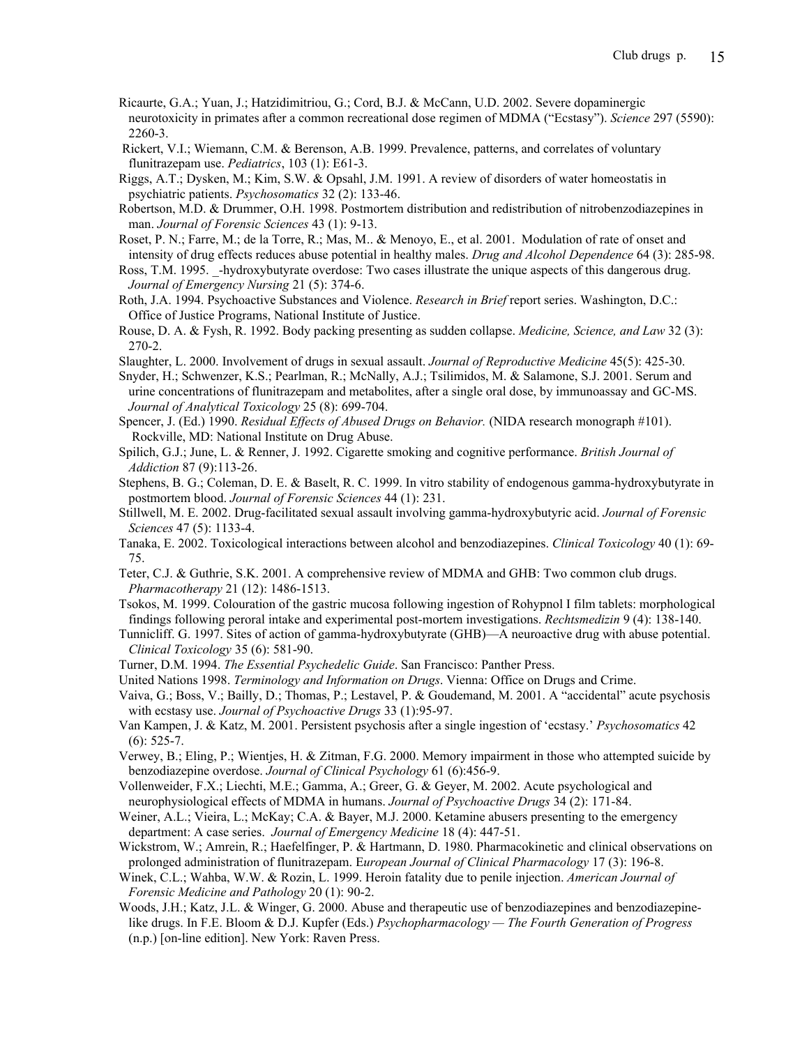Ricaurte, G.A.; Yuan, J.; Hatzidimitriou, G.; Cord, B.J. & McCann, U.D. 2002. Severe dopaminergic neurotoxicity in primates after a common recreational dose regimen of MDMA ("Ecstasy"). *Science* 297 (5590): 2260-3.

Rickert, V.I.; Wiemann, C.M. & Berenson, A.B. 1999. Prevalence, patterns, and correlates of voluntary flunitrazepam use. *Pediatrics*, 103 (1): E61-3.

Riggs, A.T.; Dysken, M.; Kim, S.W. & Opsahl, J.M. 1991. A review of disorders of water homeostatis in psychiatric patients. *Psychosomatics* 32 (2): 133-46.

Robertson, M.D. & Drummer, O.H. 1998. Postmortem distribution and redistribution of nitrobenzodiazepines in man. *Journal of Forensic Sciences* 43 (1): 9-13.

Roset, P. N.; Farre, M.; de la Torre, R.; Mas, M.. & Menoyo, E., et al. 2001. Modulation of rate of onset and intensity of drug effects reduces abuse potential in healthy males. *Drug and Alcohol Dependence* 64 (3): 285-98.

Ross, T.M. 1995. _-hydroxybutyrate overdose: Two cases illustrate the unique aspects of this dangerous drug. *Journal of Emergency Nursing* 21 (5): 374-6.

Roth, J.A. 1994. Psychoactive Substances and Violence. *Research in Brief* report series. Washington, D.C.: Office of Justice Programs, National Institute of Justice.

Rouse, D. A. & Fysh, R. 1992. Body packing presenting as sudden collapse. *Medicine, Science, and Law* 32 (3): 270-2.

Slaughter, L. 2000. Involvement of drugs in sexual assault. *Journal of Reproductive Medicine* 45(5): 425-30.

Snyder, H.; Schwenzer, K.S.; Pearlman, R.; McNally, A.J.; Tsilimidos, M. & Salamone, S.J. 2001. Serum and urine concentrations of flunitrazepam and metabolites, after a single oral dose, by immunoassay and GC-MS. *Journal of Analytical Toxicology* 25 (8): 699-704.

Spencer, J. (Ed.) 1990. *Residual Effects of Abused Drugs on Behavior.* (NIDA research monograph #101). Rockville, MD: National Institute on Drug Abuse.

Spilich, G.J.; June, L. & Renner, J. 1992. Cigarette smoking and cognitive performance. *British Journal of Addiction* 87 (9):113-26.

Stephens, B. G.; Coleman, D. E. & Baselt, R. C. 1999. In vitro stability of endogenous gamma-hydroxybutyrate in postmortem blood. *Journal of Forensic Sciences* 44 (1): 231.

Stillwell, M. E. 2002. Drug-facilitated sexual assault involving gamma-hydroxybutyric acid. *Journal of Forensic Sciences* 47 (5): 1133-4.

Tanaka, E. 2002. Toxicological interactions between alcohol and benzodiazepines. *Clinical Toxicology* 40 (1): 69-75.

Teter, C.J. & Guthrie, S.K. 2001. A comprehensive review of MDMA and GHB: Two common club drugs. *Pharmacotherapy* 21 (12): 1486-1513.

Tsokos, M. 1999. Colouration of the gastric mucosa following ingestion of Rohypnol I film tablets: morphological findings following peroral intake and experimental post-mortem investigations. *Rechtsmedizin* 9 (4): 138-140.

Tunnicliff. G. 1997. Sites of action of gamma-hydroxybutyrate (GHB)—A neuroactive drug with abuse potential. *Clinical Toxicology* 35 (6): 581-90.

Turner, D.M. 1994. *The Essential Psychedelic Guide*. San Francisco: Panther Press.

United Nations 1998. *Terminology and Information on Drugs*. Vienna: Office on Drugs and Crime.

Vaiva, G.; Boss, V.; Bailly, D.; Thomas, P.; Lestavel, P. & Goudemand, M. 2001. A "accidental" acute psychosis with ecstasy use. *Journal of Psychoactive Drugs* 33 (1):95-97.

Van Kampen, J. & Katz, M. 2001. Persistent psychosis after a single ingestion of 'ecstasy.' *Psychosomatics* 42 (6): 525-7.

Verwey, B.; Eling, P.; Wientjes, H. & Zitman, F.G. 2000. Memory impairment in those who attempted suicide by benzodiazepine overdose. *Journal of Clinical Psychology* 61 (6):456-9.

Vollenweider, F.X.; Liechti, M.E.; Gamma, A.; Greer, G. & Geyer, M. 2002. Acute psychological and neurophysiological effects of MDMA in humans. *Journal of Psychoactive Drugs* 34 (2): 171-84.

Weiner, A.L.; Vieira, L.; McKay; C.A. & Bayer, M.J. 2000. Ketamine abusers presenting to the emergency department: A case series. *Journal of Emergency Medicine* 18 (4): 447-51.

Wickstrom, W.; Amrein, R.; Haefelfinger, P. & Hartmann, D. 1980. Pharmacokinetic and clinical observations on prolonged administration of flunitrazepam. E*uropean Journal of Clinical Pharmacology* 17 (3): 196-8.

Winek, C.L.; Wahba, W.W. & Rozin, L. 1999. Heroin fatality due to penile injection. *American Journal of Forensic Medicine and Pathology* 20 (1): 90-2.

Woods, J.H.; Katz, J.L. & Winger, G. 2000. Abuse and therapeutic use of benzodiazepines and benzodiazepine-like drugs. In F.E. Bloom & D.J. Kupfer (Eds.) *Psychopharmacology — The Fourth Generation of Progress* (n.p.) [on-line edition]. New York: Raven Press.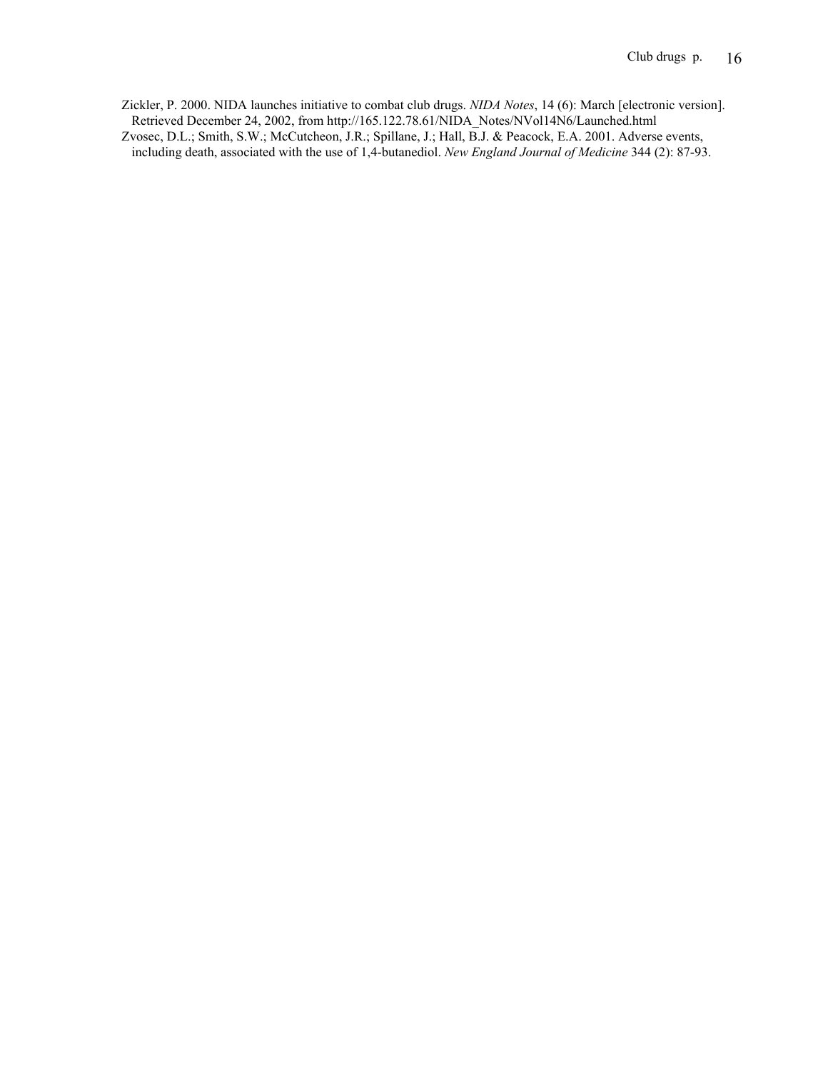Zickler, P. 2000. NIDA launches initiative to combat club drugs. *NIDA Notes*, 14 (6): March [electronic version]. Retrieved December 24, 2002, from http://165.122.78.61/NIDA_Notes/NVol14N6/Launched.html

Zvosec, D.L.; Smith, S.W.; McCutcheon, J.R.; Spillane, J.; Hall, B.J. & Peacock, E.A. 2001. Adverse events, including death, associated with the use of 1,4-butanediol. *New England Journal of Medicine* 344 (2): 87-93.